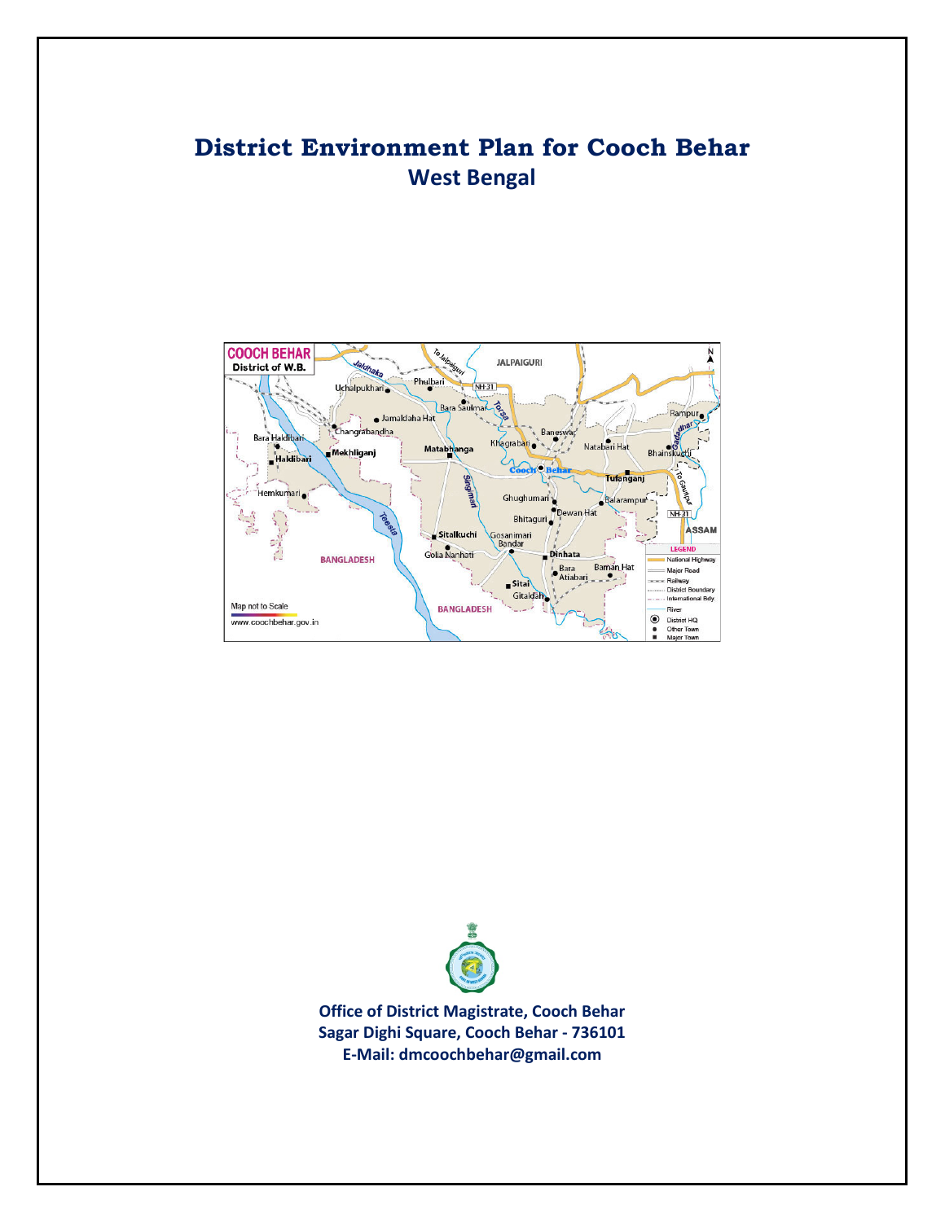# District Environment Plan for Cooch Behar

## West Bengal

**Office of District Magistrate, Cooch Behar**
**Sagar Dighi Square, Cooch Behar - 736101**
**E-Mail: dmcoochbehar@gmail.com**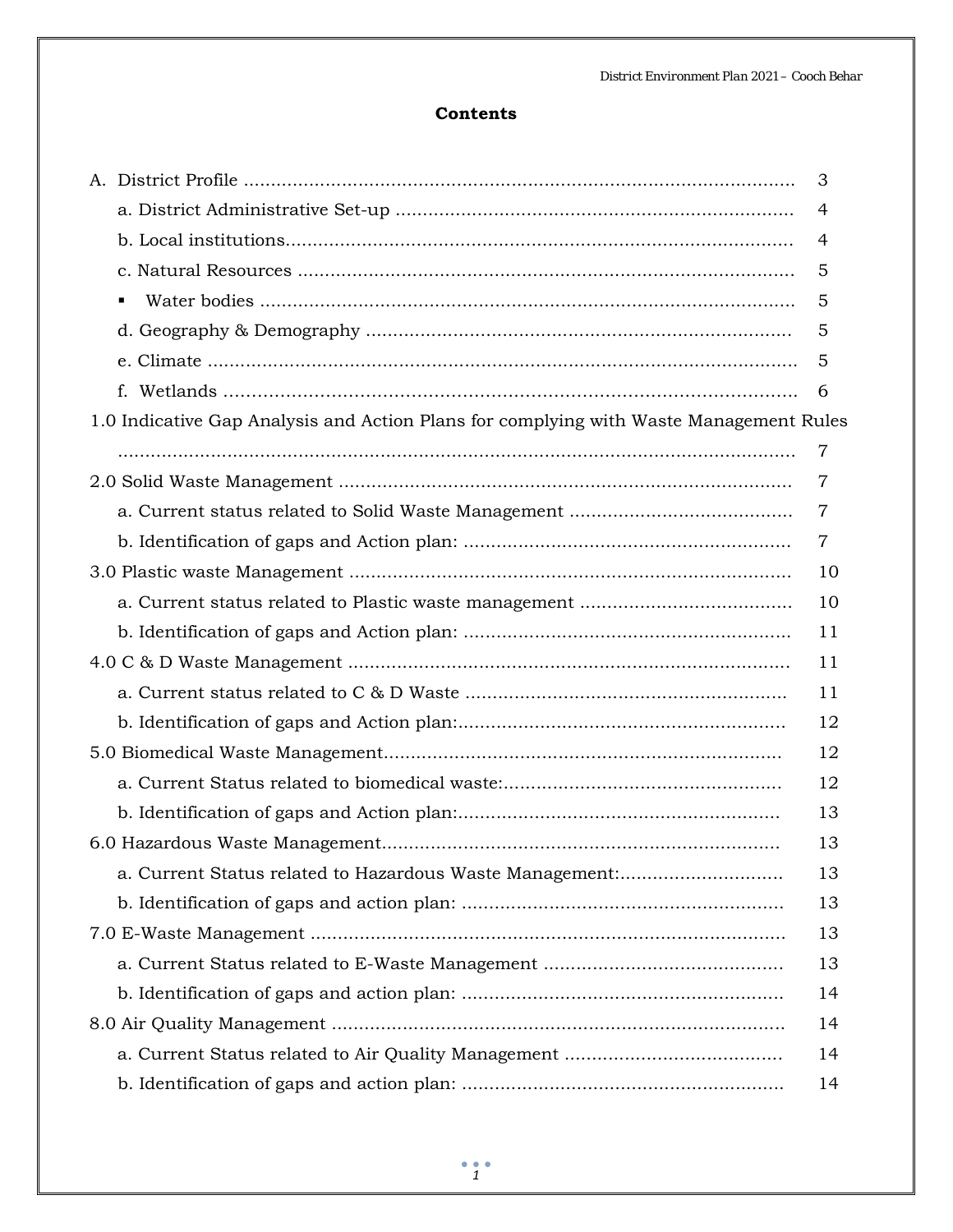**Contents**

A. District Profile ........................................................................................................ 3

a. District Administrative Set-up ........................................................................ 4

b. Local institutions............................................................................................... 4

c. Natural Resources ............................................................................................ 5

▪ Water bodies .................................................................................................. 5

d. Geography & Demography .............................................................................. 5

e. Climate ............................................................................................................... 5

f. Wetlands ........................................................................................................... 6

1.0 Indicative Gap Analysis and Action Plans for complying with Waste Management Rules ............................................................................................................................ 7

2.0 Solid Waste Management ...................................................................................... 7

a. Current status related to Solid Waste Management ........................................ 7

b. Identification of gaps and Action plan: ........................................................... 7

3.0 Plastic waste Management ................................................................................... 10

a. Current status related to Plastic waste management ...................................... 10

b. Identification of gaps and Action plan: ........................................................... 11

4.0 C & D Waste Management ................................................................................... 11

a. Current status related to C & D Waste ........................................................... 11

b. Identification of gaps and Action plan:........................................................... 12

5.0 Biomedical Waste Management.......................................................................... 12

a. Current Status related to biomedical waste:.................................................. 12

b. Identification of gaps and Action plan:.......................................................... 13

6.0 Hazardous Waste Management.......................................................................... 13

a. Current Status related to Hazardous Waste Management:.............................. 13

b. Identification of gaps and action plan: .......................................................... 13

7.0 E-Waste Management ......................................................................................... 13

a. Current Status related to E-Waste Management ........................................... 13

b. Identification of gaps and action plan: .......................................................... 14

8.0 Air Quality Management ..................................................................................... 14

a. Current Status related to Air Quality Management ....................................... 14

b. Identification of gaps and action plan: .......................................................... 14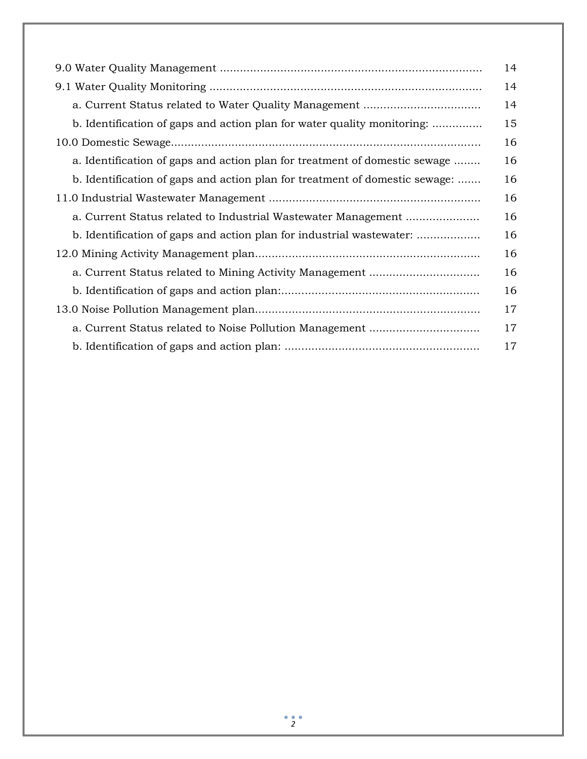| | |
|---|---|
| 9.0 Water Quality Management | 14 |
| 9.1 Water Quality Monitoring | 14 |
| a. Current Status related to Water Quality Management | 14 |
| b. Identification of gaps and action plan for water quality monitoring: | 15 |
| 10.0 Domestic Sewage | 16 |
| a. Identification of gaps and action plan for treatment of domestic sewage | 16 |
| b. Identification of gaps and action plan for treatment of domestic sewage: | 16 |
| 11.0 Industrial Wastewater Management | 16 |
| a. Current Status related to Industrial Wastewater Management | 16 |
| b. Identification of gaps and action plan for industrial wastewater: | 16 |
| 12.0 Mining Activity Management plan | 16 |
| a. Current Status related to Mining Activity Management | 16 |
| b. Identification of gaps and action plan: | 16 |
| 13.0 Noise Pollution Management plan | 17 |
| a. Current Status related to Noise Pollution Management | 17 |
| b. Identification of gaps and action plan: | 17 |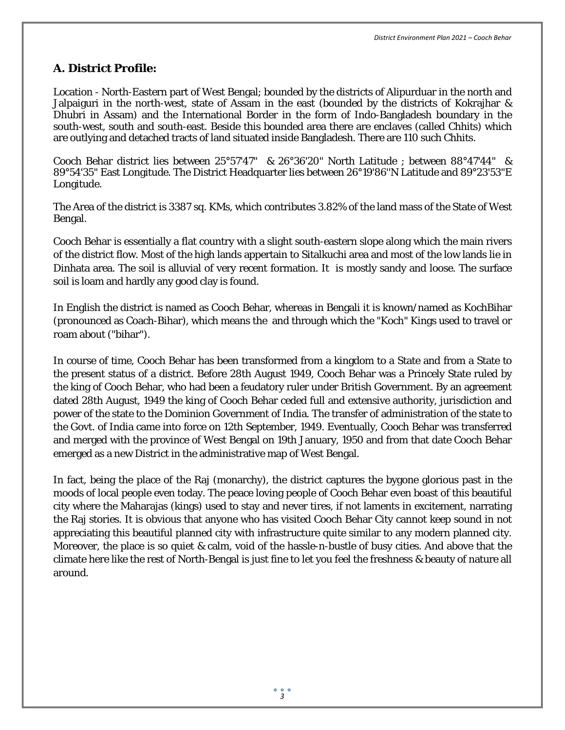## A. District Profile:

Location - North-Eastern part of West Bengal; bounded by the districts of Alipurduar in the north and Jalpaiguri in the north-west, state of Assam in the east (bounded by the districts of Kokrajhar & Dhubri in Assam) and the International Border in the form of Indo-Bangladesh boundary in the south-west, south and south-east. Beside this bounded area there are enclaves (called Chhits) which are outlying and detached tracts of land situated inside Bangladesh. There are 110 such Chhits.

Cooch Behar district lies between 25°57'47" & 26°36'20" North Latitude ; between 88°47'44" & 89°54'35" East Longitude. The District Headquarter lies between 26°19'86"N Latitude and 89°23'53"E Longitude.

The Area of the district is 3387 sq. KMs, which contributes 3.82% of the land mass of the State of West Bengal.

Cooch Behar is essentially a flat country with a slight south-eastern slope along which the main rivers of the district flow. Most of the high lands appertain to Sitalkuchi area and most of the low lands lie in Dinhata area. The soil is alluvial of very recent formation. It is mostly sandy and loose. The surface soil is loam and hardly any good clay is found.

In English the district is named as Cooch Behar, whereas in Bengali it is known/named as KochBihar (pronounced as Coach-Bihar), which means the and through which the "Koch" Kings used to travel or roam about ("bihar").

In course of time, Cooch Behar has been transformed from a kingdom to a State and from a State to the present status of a district. Before 28th August 1949, Cooch Behar was a Princely State ruled by the king of Cooch Behar, who had been a feudatory ruler under British Government. By an agreement dated 28th August, 1949 the king of Cooch Behar ceded full and extensive authority, jurisdiction and power of the state to the Dominion Government of India. The transfer of administration of the state to the Govt. of India came into force on 12th September, 1949. Eventually, Cooch Behar was transferred and merged with the province of West Bengal on 19th January, 1950 and from that date Cooch Behar emerged as a new District in the administrative map of West Bengal.

In fact, being the place of the Raj (monarchy), the district captures the bygone glorious past in the moods of local people even today. The peace loving people of Cooch Behar even boast of this beautiful city where the Maharajas (kings) used to stay and never tires, if not laments in excitement, narrating the Raj stories. It is obvious that anyone who has visited Cooch Behar City cannot keep sound in not appreciating this beautiful planned city with infrastructure quite similar to any modern planned city. Moreover, the place is so quiet & calm, void of the hassle-n-bustle of busy cities. And above that the climate here like the rest of North-Bengal is just fine to let you feel the freshness & beauty of nature all around.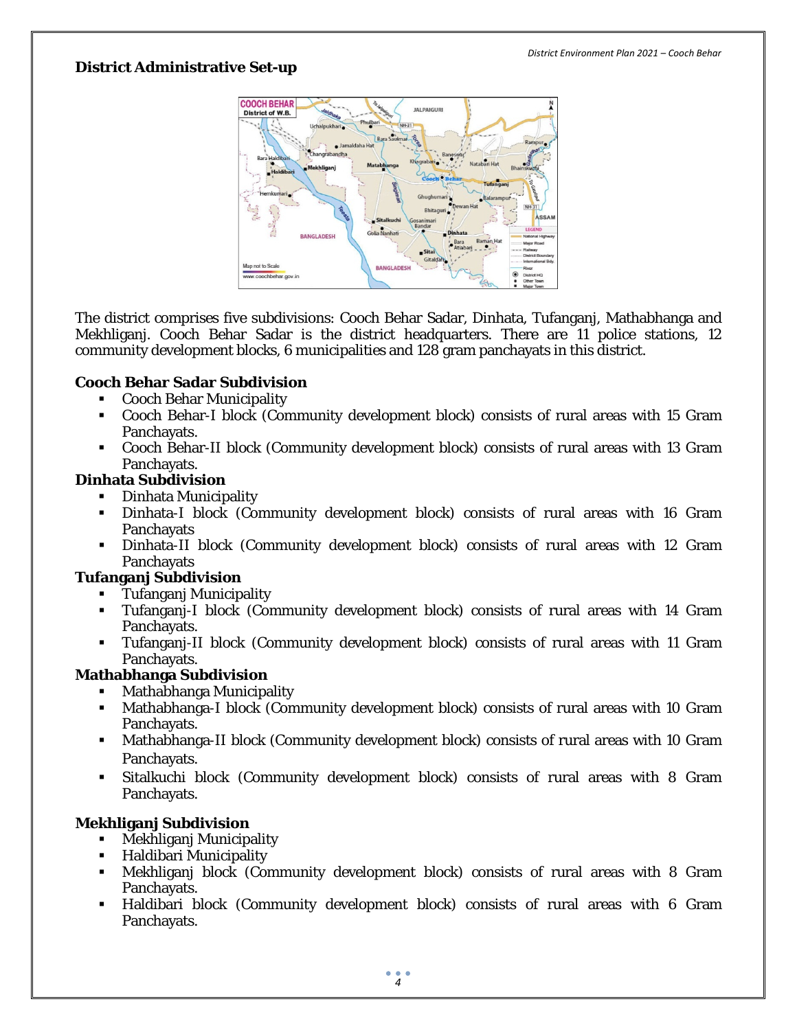## District Administrative Set-up

The district comprises five subdivisions: Cooch Behar Sadar, Dinhata, Tufanganj, Mathabhanga and Mekhliganj. Cooch Behar Sadar is the district headquarters. There are 11 police stations, 12 community development blocks, 6 municipalities and 128 gram panchayats in this district.

**Cooch Behar Sadar Subdivision**

- Cooch Behar Municipality
- Cooch Behar-I block (Community development block) consists of rural areas with 15 Gram Panchayats.
- Cooch Behar-II block (Community development block) consists of rural areas with 13 Gram Panchayats.

**Dinhata Subdivision**

- Dinhata Municipality
- Dinhata-I block (Community development block) consists of rural areas with 16 Gram Panchayats
- Dinhata-II block (Community development block) consists of rural areas with 12 Gram Panchayats

**Tufanganj Subdivision**

- Tufanganj Municipality
- Tufanganj-I block (Community development block) consists of rural areas with 14 Gram Panchayats.
- Tufanganj-II block (Community development block) consists of rural areas with 11 Gram Panchayats.

**Mathabhanga Subdivision**

- Mathabhanga Municipality
- Mathabhanga-I block (Community development block) consists of rural areas with 10 Gram Panchayats.
- Mathabhanga-II block (Community development block) consists of rural areas with 10 Gram Panchayats.
- Sitalkuchi block (Community development block) consists of rural areas with 8 Gram Panchayats.

**Mekhliganj Subdivision**

- Mekhliganj Municipality
- Haldibari Municipality
- Mekhliganj block (Community development block) consists of rural areas with 8 Gram Panchayats.
- Haldibari block (Community development block) consists of rural areas with 6 Gram Panchayats.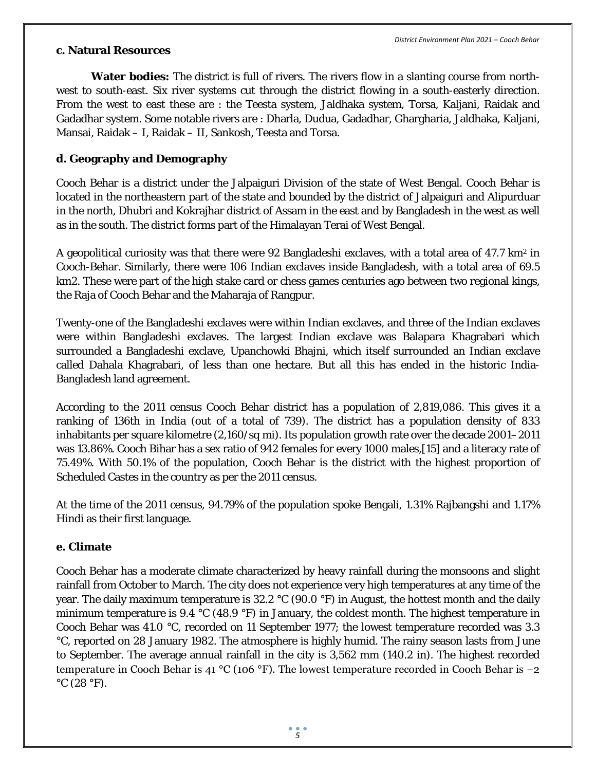### c. Natural Resources

**Water bodies:** The district is full of rivers. The rivers flow in a slanting course from north-west to south-east. Six river systems cut through the district flowing in a south-easterly direction. From the west to east these are : the Teesta system, Jaldhaka system, Torsa, Kaljani, Raidak and Gadadhar system. Some notable rivers are : Dharla, Dudua, Gadadhar, Ghargharia, Jaldhaka, Kaljani, Mansai, Raidak – I, Raidak – II, Sankosh, Teesta and Torsa.

### d. Geography and Demography

Cooch Behar is a district under the Jalpaiguri Division of the state of West Bengal. Cooch Behar is located in the northeastern part of the state and bounded by the district of Jalpaiguri and Alipurduar in the north, Dhubri and Kokrajhar district of Assam in the east and by Bangladesh in the west as well as in the south. The district forms part of the Himalayan Terai of West Bengal.

A geopolitical curiosity was that there were 92 Bangladeshi exclaves, with a total area of 47.7 $km^2$ in Cooch-Behar. Similarly, there were 106 Indian exclaves inside Bangladesh, with a total area of 69.5 km2. These were part of the high stake card or chess games centuries ago between two regional kings, the Raja of Cooch Behar and the Maharaja of Rangpur.

Twenty-one of the Bangladeshi exclaves were within Indian exclaves, and three of the Indian exclaves were within Bangladeshi exclaves. The largest Indian exclave was Balapara Khagrabari which surrounded a Bangladeshi exclave, Upanchowki Bhajni, which itself surrounded an Indian exclave called Dahala Khagrabari, of less than one hectare. But all this has ended in the historic India-Bangladesh land agreement.

According to the 2011 census Cooch Behar district has a population of 2,819,086. This gives it a ranking of 136th in India (out of a total of 739). The district has a population density of 833 inhabitants per square kilometre (2,160/sq mi). Its population growth rate over the decade 2001–2011 was 13.86%. Cooch Bihar has a sex ratio of 942 females for every 1000 males,[15] and a literacy rate of 75.49%. With 50.1% of the population, Cooch Behar is the district with the highest proportion of Scheduled Castes in the country as per the 2011 census.

At the time of the 2011 census, 94.79% of the population spoke Bengali, 1.31% Rajbangshi and 1.17% Hindi as their first language.

### e. Climate

Cooch Behar has a moderate climate characterized by heavy rainfall during the monsoons and slight rainfall from October to March. The city does not experience very high temperatures at any time of the year. The daily maximum temperature is 32.2 °C (90.0 °F) in August, the hottest month and the daily minimum temperature is 9.4 °C (48.9 °F) in January, the coldest month. The highest temperature in Cooch Behar was 41.0 °C, recorded on 11 September 1977; the lowest temperature recorded was 3.3 °C, reported on 28 January 1982. The atmosphere is highly humid. The rainy season lasts from June to September. The average annual rainfall in the city is 3,562 mm (140.2 in). The highest recorded temperature in Cooch Behar is 41 °C (106 °F). The lowest temperature recorded in Cooch Behar is −2 °C (28 °F).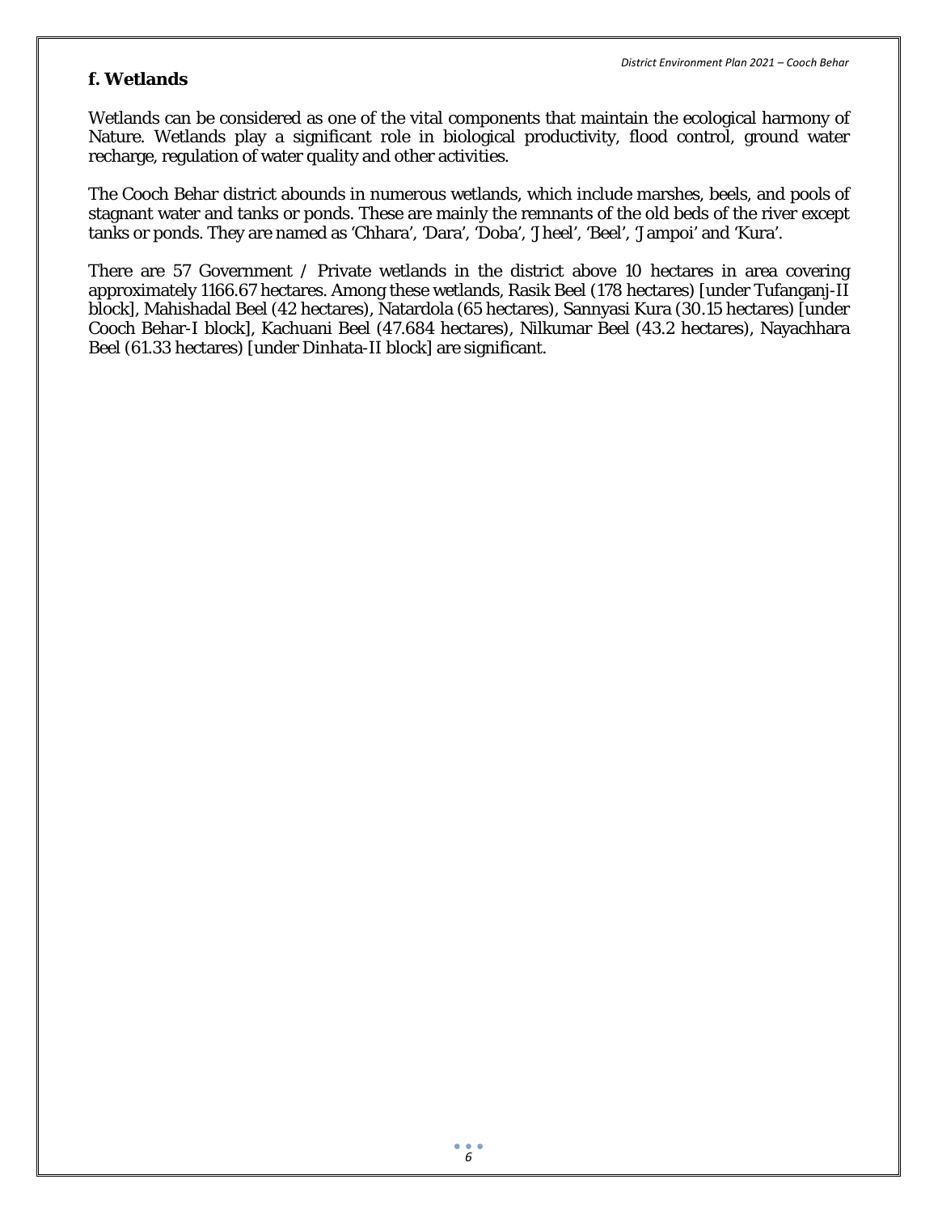### f. Wetlands

Wetlands can be considered as one of the vital components that maintain the ecological harmony of Nature. Wetlands play a significant role in biological productivity, flood control, ground water recharge, regulation of water quality and other activities.

The Cooch Behar district abounds in numerous wetlands, which include marshes, beels, and pools of stagnant water and tanks or ponds. These are mainly the remnants of the old beds of the river except tanks or ponds. They are named as 'Chhara', 'Dara', 'Doba', 'Jheel', 'Beel', 'Jampoi' and 'Kura'.

There are 57 Government / Private wetlands in the district above 10 hectares in area covering approximately 1166.67 hectares. Among these wetlands, Rasik Beel (178 hectares) [under Tufanganj-II block], Mahishadal Beel (42 hectares), Natardola (65 hectares), Sannyasi Kura (30.15 hectares) [under Cooch Behar-I block], Kachuani Beel (47.684 hectares), Nilkumar Beel (43.2 hectares), Nayachhara Beel (61.33 hectares) [under Dinhata-II block] are significant.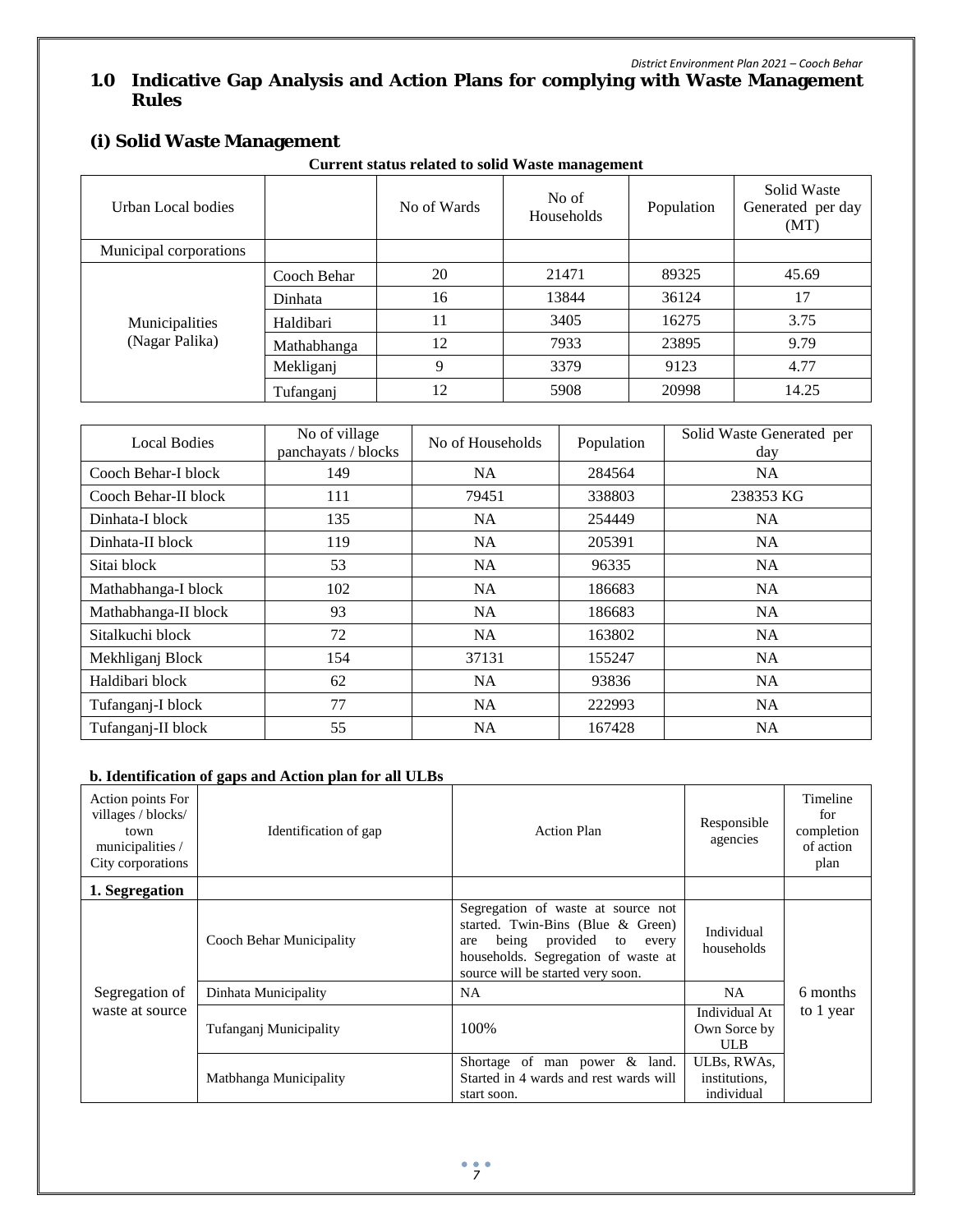## 1.0 Indicative Gap Analysis and Action Plans for complying with Waste Management Rules

### (i) Solid Waste Management

**Current status related to solid Waste management**

| Urban Local bodies | | No of Wards | No of Households | Population | Solid Waste Generated per day (MT) |
|---|---|---|---|---|---|
| Municipal corporations | | | | | |
| Municipalities (Nagar Palika) | Cooch Behar | 20 | 21471 | 89325 | 45.69 |
| | Dinhata | 16 | 13844 | 36124 | 17 |
| | Haldibari | 11 | 3405 | 16275 | 3.75 |
| | Mathabhanga | 12 | 7933 | 23895 | 9.79 |
| | Mekliganj | 9 | 3379 | 9123 | 4.77 |
| | Tufanganj | 12 | 5908 | 20998 | 14.25 |

| Local Bodies | No of village panchayats / blocks | No of Households | Population | Solid Waste Generated per day |
|---|---|---|---|---|
| Cooch Behar-I block | 149 | NA | 284564 | NA |
| Cooch Behar-II block | 111 | 79451 | 338803 | 238353 KG |
| Dinhata-I block | 135 | NA | 254449 | NA |
| Dinhata-II block | 119 | NA | 205391 | NA |
| Sitai block | 53 | NA | 96335 | NA |
| Mathabhanga-I block | 102 | NA | 186683 | NA |
| Mathabhanga-II block | 93 | NA | 186683 | NA |
| Sitalkuchi block | 72 | NA | 163802 | NA |
| Mekhliganj Block | 154 | 37131 | 155247 | NA |
| Haldibari block | 62 | NA | 93836 | NA |
| Tufanganj-I block | 77 | NA | 222993 | NA |
| Tufanganj-II block | 55 | NA | 167428 | NA |

**b. Identification of gaps and Action plan for all ULBs**

| Action points For villages / blocks/ town municipalities / City corporations | Identification of gap | Action Plan | Responsible agencies | Timeline for completion of action plan |
|---|---|---|---|---|
| **1. Segregation** | | | | |
| Segregation of waste at source | Cooch Behar Municipality | Segregation of waste at source not started. Twin-Bins (Blue & Green) are being provided to every households. Segregation of waste at source will be started very soon. | Individual households | 6 months to 1 year |
| | Dinhata Municipality | NA | NA | |
| | Tufanganj Municipality | 100% | Individual At Own Sorce by ULB | |
| | Matbhanga Municipality | Shortage of man power & land. Started in 4 wards and rest wards will start soon. | ULBs, RWAs, institutions, individual | |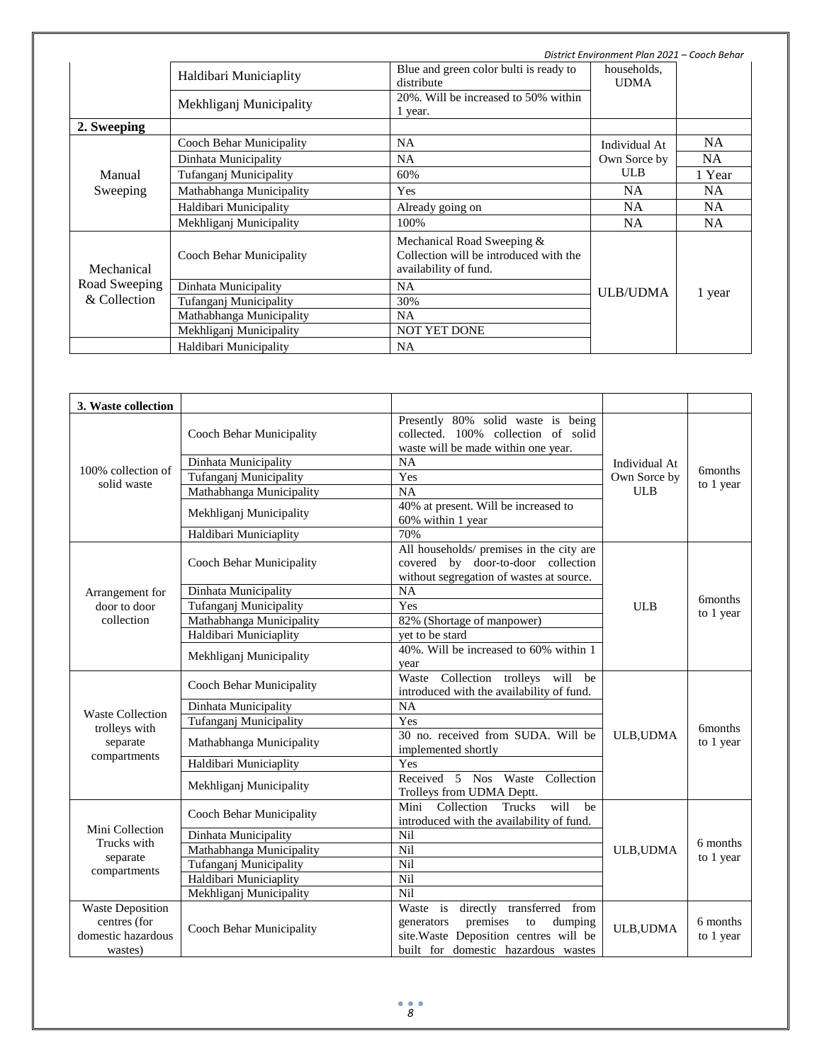| | | | | |
|---|---|---|---|---|
| | Haldibari Municiaplity | Blue and green color bulti is ready to distribute | households, UDMA | |
| | Mekhliganj Municipality | 20%. Will be increased to 50% within 1 year. | | |
| **2. Sweeping** | | | | |
| Manual Sweeping | Cooch Behar Municipality | NA | Individual At Own Sorce by ULB | NA |
| | Dinhata Municipality | NA | | NA |
| | Tufanganj Municipality | 60% | | 1 Year |
| | Mathabhanga Municipality | Yes | NA | NA |
| | Haldibari Municipality | Already going on | NA | NA |
| | Mekhliganj Municipality | 100% | NA | NA |
| Mechanical Road Sweeping & Collection | Cooch Behar Municipality | Mechanical Road Sweeping & Collection will be introduced with the availability of fund. | ULB/UDMA | 1 year |
| | Dinhata Municipality | NA | | |
| | Tufanganj Municipality | 30% | | |
| | Mathabhanga Municipality | NA | | |
| | Mekhliganj Municipality | NOT YET DONE | | |
| | Haldibari Municipality | NA | | |

| | | | | |
|---|---|---|---|---|
| **3. Waste collection** | | | | |
| 100% collection of solid waste | Cooch Behar Municipality | Presently 80% solid waste is being collected. 100% collection of solid waste will be made within one year. | Individual At Own Sorce by ULB | 6months to 1 year |
| | Dinhata Municipality | NA | | |
| | Tufanganj Municipality | Yes | | |
| | Mathabhanga Municipality | NA | | |
| | Mekhliganj Municipality | 40% at present. Will be increased to 60% within 1 year | | |
| | Haldibari Municiaplity | 70% | | |
| Arrangement for door to door collection | Cooch Behar Municipality | All households/ premises in the city are covered by door-to-door collection without segregation of wastes at source. | ULB | 6months to 1 year |
| | Dinhata Municipality | NA | | |
| | Tufanganj Municipality | Yes | | |
| | Mathabhanga Municipality | 82% (Shortage of manpower) | | |
| | Haldibari Municiaplity | yet to be stard | | |
| | Mekhliganj Municipality | 40%. Will be increased to 60% within 1 year | | |
| Waste Collection trolleys with separate compartments | Cooch Behar Municipality | Waste Collection trolleys will be introduced with the availability of fund. | ULB,UDMA | 6months to 1 year |
| | Dinhata Municipality | NA | | |
| | Tufanganj Municipality | Yes | | |
| | Mathabhanga Municipality | 30 no. received from SUDA. Will be implemented shortly | | |
| | Haldibari Municiaplity | Yes | | |
| | Mekhliganj Municipality | Received 5 Nos Waste Collection Trolleys from UDMA Deptt. | | |
| Mini Collection Trucks with separate compartments | Cooch Behar Municipality | Mini Collection Trucks will be introduced with the availability of fund. | ULB,UDMA | 6 months to 1 year |
| | Dinhata Municipality | Nil | | |
| | Mathabhanga Municipality | Nil | | |
| | Tufanganj Municipality | Nil | | |
| | Haldibari Municiaplity | Nil | | |
| | Mekhliganj Municipality | Nil | | |
| Waste Deposition centres (for domestic hazardous wastes) | Cooch Behar Municipality | Waste is directly transferred from generators premises to dumping site.Waste Deposition centres will be built for domestic hazardous wastes | ULB,UDMA | 6 months to 1 year |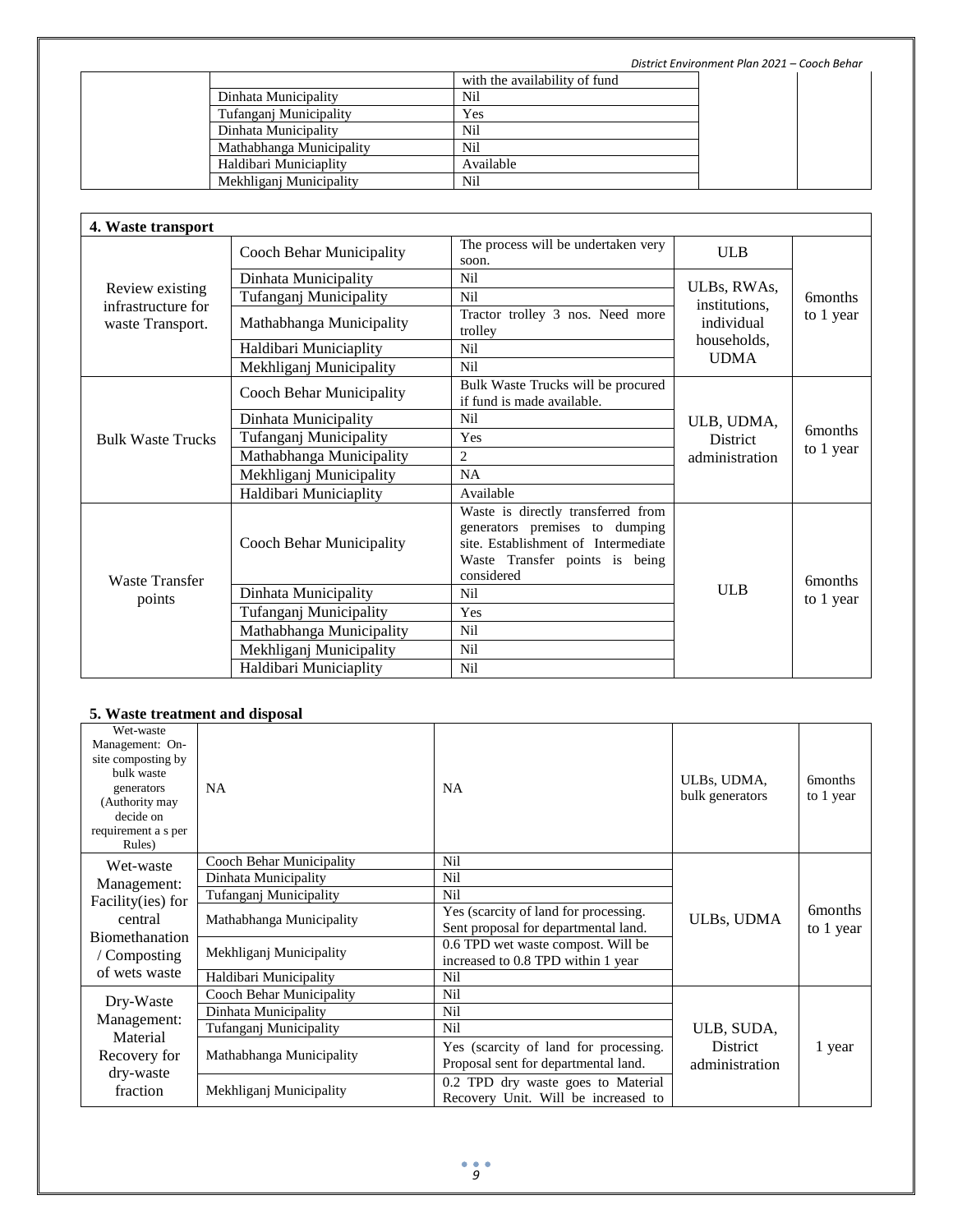| | | | | |
|---|---|---|---|---|
| | | with the availability of fund | | |
| | Dinhata Municipality | Nil | | |
| | Tufanganj Municipality | Yes | | |
| | Dinhata Municipality | Nil | | |
| | Mathabhanga Municipality | Nil | | |
| | Haldibari Municiaplity | Available | | |
| | Mekhliganj Municipality | Nil | | |

| **4. Waste transport** | | | | |
|---|---|---|---|---|
| Review existing infrastructure for waste Transport. | Cooch Behar Municipality | The process will be undertaken very soon. | ULB | 6months to 1 year |
| | Dinhata Municipality | Nil | ULBs, RWAs, institutions, individual households, UDMA | |
| | Tufanganj Municipality | Nil | | |
| | Mathabhanga Municipality | Tractor trolley 3 nos. Need more trolley | | |
| | Haldibari Municiaplity | Nil | | |
| | Mekhliganj Municipality | Nil | | |
| Bulk Waste Trucks | Cooch Behar Municipality | Bulk Waste Trucks will be procured if fund is made available. | ULB, UDMA, District administration | 6months to 1 year |
| | Dinhata Municipality | Nil | | |
| | Tufanganj Municipality | Yes | | |
| | Mathabhanga Municipality | 2 | | |
| | Mekhliganj Municipality | NA | | |
| | Haldibari Municiaplity | Available | | |
| Waste Transfer points | Cooch Behar Municipality | Waste is directly transferred from generators premises to dumping site. Establishment of Intermediate Waste Transfer points is being considered | ULB | 6months to 1 year |
| | Dinhata Municipality | Nil | | |
| | Tufanganj Municipality | Yes | | |
| | Mathabhanga Municipality | Nil | | |
| | Mekhliganj Municipality | Nil | | |
| | Haldibari Municiaplity | Nil | | |

**5. Waste treatment and disposal**

| | | | | |
|---|---|---|---|---|
| Wet-waste Management: On-site composting by bulk waste generators (Authority may decide on requirement a s per Rules) | NA | NA | ULBs, UDMA, bulk generators | 6months to 1 year |
| Wet-waste Management: Facility(ies) for central Biomethanation / Composting of wets waste | Cooch Behar Municipality | Nil | ULBs, UDMA | 6months to 1 year |
| | Dinhata Municipality | Nil | | |
| | Tufanganj Municipality | Nil | | |
| | Mathabhanga Municipality | Yes (scarcity of land for processing. Sent proposal for departmental land. | | |
| | Mekhliganj Municipality | 0.6 TPD wet waste compost. Will be increased to 0.8 TPD within 1 year | | |
| | Haldibari Municipality | Nil | | |
| Dry-Waste Management: Material Recovery for dry-waste fraction | Cooch Behar Municipality | Nil | ULB, SUDA, District administration | 1 year |
| | Dinhata Municipality | Nil | | |
| | Tufanganj Municipality | Nil | | |
| | Mathabhanga Municipality | Yes (scarcity of land for processing. Proposal sent for departmental land. | | |
| | Mekhliganj Municipality | 0.2 TPD dry waste goes to Material Recovery Unit. Will be increased to | | |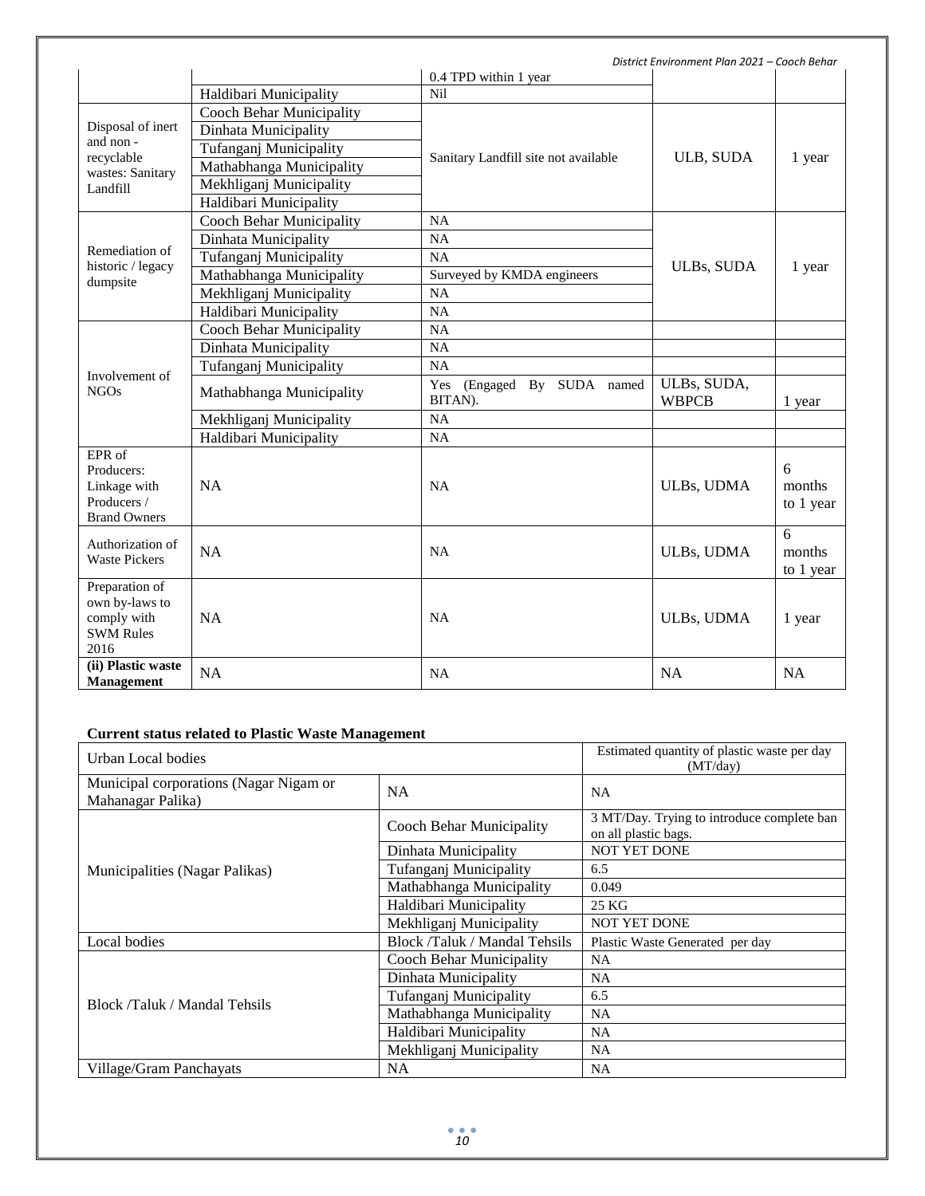| | | 0.4 TPD within 1 year | | |
|---|---|---|---|---|
| | Haldibari Municipality | Nil | | |
| Disposal of inert and non - recyclable wastes: Sanitary Landfill | Cooch Behar Municipality | Sanitary Landfill site not available | ULB, SUDA | 1 year |
| | Dinhata Municipality | | | |
| | Tufanganj Municipality | | | |
| | Mathabhanga Municipality | | | |
| | Mekhliganj Municipality | | | |
| | Haldibari Municipality | | | |
| Remediation of historic / legacy dumpsite | Cooch Behar Municipality | NA | ULBs, SUDA | 1 year |
| | Dinhata Municipality | NA | | |
| | Tufanganj Municipality | NA | | |
| | Mathabhanga Municipality | Surveyed by KMDA engineers | | |
| | Mekhliganj Municipality | NA | | |
| | Haldibari Municipality | NA | | |
| Involvement of NGOs | Cooch Behar Municipality | NA | | |
| | Dinhata Municipality | NA | | |
| | Tufanganj Municipality | NA | | |
| | Mathabhanga Municipality | Yes (Engaged By SUDA named BITAN). | ULBs, SUDA, WBPCB | 1 year |
| | Mekhliganj Municipality | NA | | |
| | Haldibari Municipality | NA | | |
| EPR of Producers: Linkage with Producers / Brand Owners | NA | NA | ULBs, UDMA | 6 months to 1 year |
| Authorization of Waste Pickers | NA | NA | ULBs, UDMA | 6 months to 1 year |
| Preparation of own by-laws to comply with SWM Rules 2016 | NA | NA | ULBs, UDMA | 1 year |
| **(ii) Plastic waste Management** | NA | NA | NA | NA |

**Current status related to Plastic Waste Management**

| Urban Local bodies | | Estimated quantity of plastic waste per day (MT/day) |
|---|---|---|
| Municipal corporations (Nagar Nigam or Mahanagar Palika) | NA | NA |
| Municipalities (Nagar Palikas) | Cooch Behar Municipality | 3 MT/Day. Trying to introduce complete ban on all plastic bags. |
| | Dinhata Municipality | NOT YET DONE |
| | Tufanganj Municipality | 6.5 |
| | Mathabhanga Municipality | 0.049 |
| | Haldibari Municipality | 25 KG |
| | Mekhliganj Municipality | NOT YET DONE |
| Local bodies | Block /Taluk / Mandal Tehsils | Plastic Waste Generated per day |
| Block /Taluk / Mandal Tehsils | Cooch Behar Municipality | NA |
| | Dinhata Municipality | NA |
| | Tufanganj Municipality | 6.5 |
| | Mathabhanga Municipality | NA |
| | Haldibari Municipality | NA |
| | Mekhliganj Municipality | NA |
| Village/Gram Panchayats | NA | NA |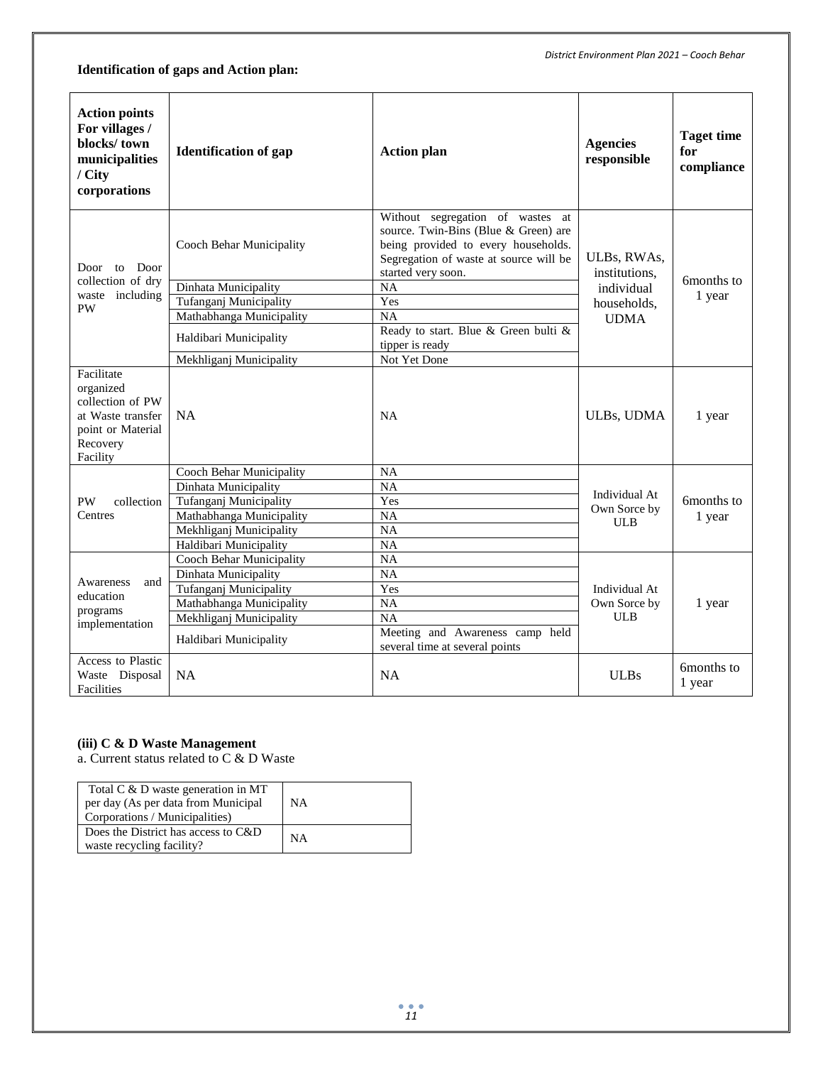**Identification of gaps and Action plan:**

| Action points For villages / blocks/ town municipalities / City corporations | Identification of gap | Action plan | Agencies responsible | Taget time for compliance |
|---|---|---|---|---|
| Door to Door collection of dry waste including PW | Cooch Behar Municipality | Without segregation of wastes at source. Twin-Bins (Blue & Green) are being provided to every households. Segregation of waste at source will be started very soon. | ULBs, RWAs, institutions, individual households, UDMA | 6months to 1 year |
| | Dinhata Municipality | NA | | |
| | Tufanganj Municipality | Yes | | |
| | Mathabhanga Municipality | NA | | |
| | Haldibari Municipality | Ready to start. Blue & Green bulti & tipper is ready | | |
| | Mekhliganj Municipality | Not Yet Done | | |
| Facilitate organized collection of PW at Waste transfer point or Material Recovery Facility | NA | NA | ULBs, UDMA | 1 year |
| PW collection Centres | Cooch Behar Municipality | NA | Individual At Own Sorce by ULB | 6months to 1 year |
| | Dinhata Municipality | NA | | |
| | Tufanganj Municipality | Yes | | |
| | Mathabhanga Municipality | NA | | |
| | Mekhliganj Municipality | NA | | |
| | Haldibari Municipality | NA | | |
| Awareness and education programs implementation | Cooch Behar Municipality | NA | Individual At Own Sorce by ULB | 1 year |
| | Dinhata Municipality | NA | | |
| | Tufanganj Municipality | Yes | | |
| | Mathabhanga Municipality | NA | | |
| | Mekhliganj Municipality | NA | | |
| | Haldibari Municipality | Meeting and Awareness camp held several time at several points | | |
| Access to Plastic Waste Disposal Facilities | NA | NA | ULBs | 6months to 1 year |

**(iii) C & D Waste Management**

a. Current status related to C & D Waste

| Total C & D waste generation in MT per day (As per data from Municipal Corporations / Municipalities) | NA |
|---|---|
| Does the District has access to C&D waste recycling facility? | NA |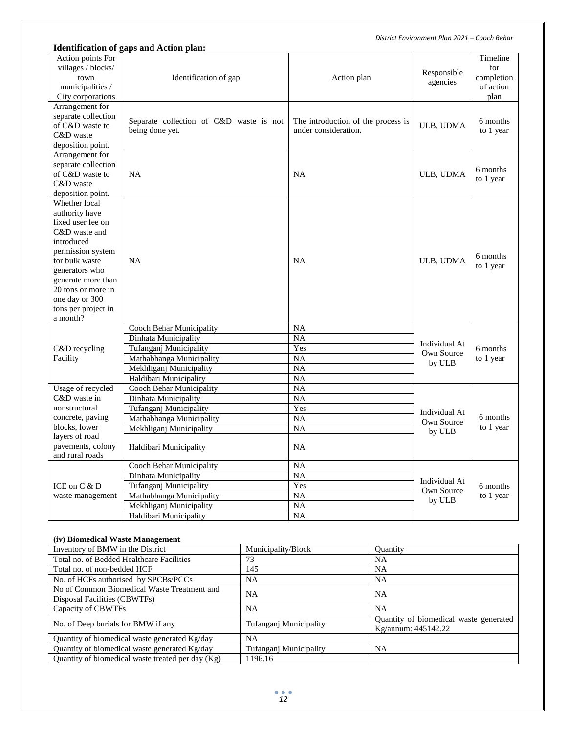**Identification of gaps and Action plan:**

| Action points For villages / blocks/ town municipalities / City corporations | Identification of gap | Action plan | Responsible agencies | Timeline for completion of action plan |
|---|---|---|---|---|
| Arrangement for separate collection of C&D waste to C&D waste deposition point. | Separate collection of C&D waste is not being done yet. | The introduction of the process is under consideration. | ULB, UDMA | 6 months to 1 year |
| Arrangement for separate collection of C&D waste to C&D waste deposition point. | NA | NA | ULB, UDMA | 6 months to 1 year |
| Whether local authority have fixed user fee on C&D waste and introduced permission system for bulk waste generators who generate more than 20 tons or more in one day or 300 tons per project in a month? | NA | NA | ULB, UDMA | 6 months to 1 year |
| C&D recycling Facility | Cooch Behar Municipality | NA | Individual At Own Source by ULB | 6 months to 1 year |
| | Dinhata Municipality | NA | | |
| | Tufanganj Municipality | Yes | | |
| | Mathabhanga Municipality | NA | | |
| | Mekhliganj Municipality | NA | | |
| | Haldibari Municipality | NA | | |
| Usage of recycled C&D waste in nonstructural concrete, paving blocks, lower layers of road pavements, colony and rural roads | Cooch Behar Municipality | NA | Individual At Own Source by ULB | 6 months to 1 year |
| | Dinhata Municipality | NA | | |
| | Tufanganj Municipality | Yes | | |
| | Mathabhanga Municipality | NA | | |
| | Mekhliganj Municipality | NA | | |
| | Haldibari Municipality | NA | | |
| ICE on C & D waste management | Cooch Behar Municipality | NA | Individual At Own Source by ULB | 6 months to 1 year |
| | Dinhata Municipality | NA | | |
| | Tufanganj Municipality | Yes | | |
| | Mathabhanga Municipality | NA | | |
| | Mekhliganj Municipality | NA | | |
| | Haldibari Municipality | NA | | |

**(iv) Biomedical Waste Management**

| Inventory of BMW in the District | Municipality/Block | Quantity |
|---|---|---|
| Total no. of Bedded Healthcare Facilities | 73 | NA |
| Total no. of non-bedded HCF | 145 | NA |
| No. of HCFs authorised by SPCBs/PCCs | NA | NA |
| No of Common Biomedical Waste Treatment and Disposal Facilities (CBWTFs) | NA | NA |
| Capacity of CBWTFs | NA | NA |
| No. of Deep burials for BMW if any | Tufanganj Municipality | Quantity of biomedical waste generated Kg/annum: 445142.22 |
| Quantity of biomedical waste generated Kg/day | NA | |
| Quantity of biomedical waste generated Kg/day | Tufanganj Municipality | NA |
| Quantity of biomedical waste treated per day (Kg) | 1196.16 | |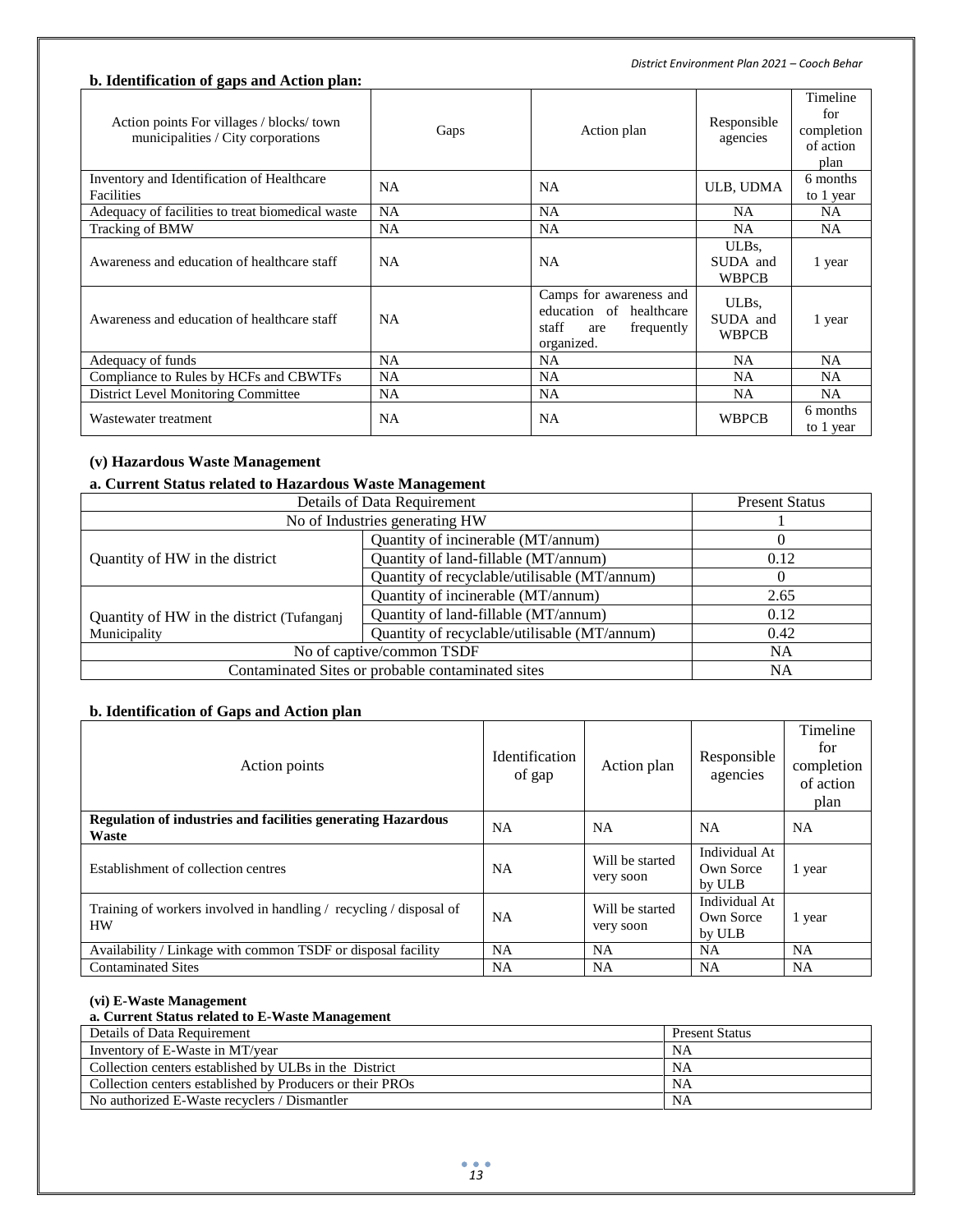### b. Identification of gaps and Action plan:

| Action points For villages / blocks/ town municipalities / City corporations | Gaps | Action plan | Responsible agencies | Timeline for completion of action plan |
|---|---|---|---|---|
| Inventory and Identification of Healthcare Facilities | NA | NA | ULB, UDMA | 6 months to 1 year |
| Adequacy of facilities to treat biomedical waste | NA | NA | NA | NA |
| Tracking of BMW | NA | NA | NA | NA |
| Awareness and education of healthcare staff | NA | NA | ULBs, SUDA and WBPCB | 1 year |
| Awareness and education of healthcare staff | NA | Camps for awareness and education of healthcare staff are frequently organized. | ULBs, SUDA and WBPCB | 1 year |
| Adequacy of funds | NA | NA | NA | NA |
| Compliance to Rules by HCFs and CBWTFs | NA | NA | NA | NA |
| District Level Monitoring Committee | NA | NA | NA | NA |
| Wastewater treatment | NA | NA | WBPCB | 6 months to 1 year |

### (v) Hazardous Waste Management

### a. Current Status related to Hazardous Waste Management

| Details of Data Requirement | | Present Status |
|---|---|---|
| No of Industries generating HW | | 1 |
| Quantity of HW in the district | Quantity of incinerable (MT/annum) | 0 |
| | Quantity of land-fillable (MT/annum) | 0.12 |
| | Quantity of recyclable/utilisable (MT/annum) | 0 |
| Quantity of HW in the district (Tufanganj Municipality | Quantity of incinerable (MT/annum) | 2.65 |
| | Quantity of land-fillable (MT/annum) | 0.12 |
| | Quantity of recyclable/utilisable (MT/annum) | 0.42 |
| No of captive/common TSDF | | NA |
| Contaminated Sites or probable contaminated sites | | NA |

### b. Identification of Gaps and Action plan

| Action points | Identification of gap | Action plan | Responsible agencies | Timeline for completion of action plan |
|---|---|---|---|---|
| **Regulation of industries and facilities generating Hazardous Waste** | NA | NA | NA | NA |
| Establishment of collection centres | NA | Will be started very soon | Individual At Own Sorce by ULB | 1 year |
| Training of workers involved in handling / recycling / disposal of HW | NA | Will be started very soon | Individual At Own Sorce by ULB | 1 year |
| Availability / Linkage with common TSDF or disposal facility | NA | NA | NA | NA |
| Contaminated Sites | NA | NA | NA | NA |

#### (vi) E-Waste Management

#### a. Current Status related to E-Waste Management

| Details of Data Requirement | Present Status |
|---|---|
| Inventory of E-Waste in MT/year | NA |
| Collection centers established by ULBs in the District | NA |
| Collection centers established by Producers or their PROs | NA |
| No authorized E-Waste recyclers / Dismantler | NA |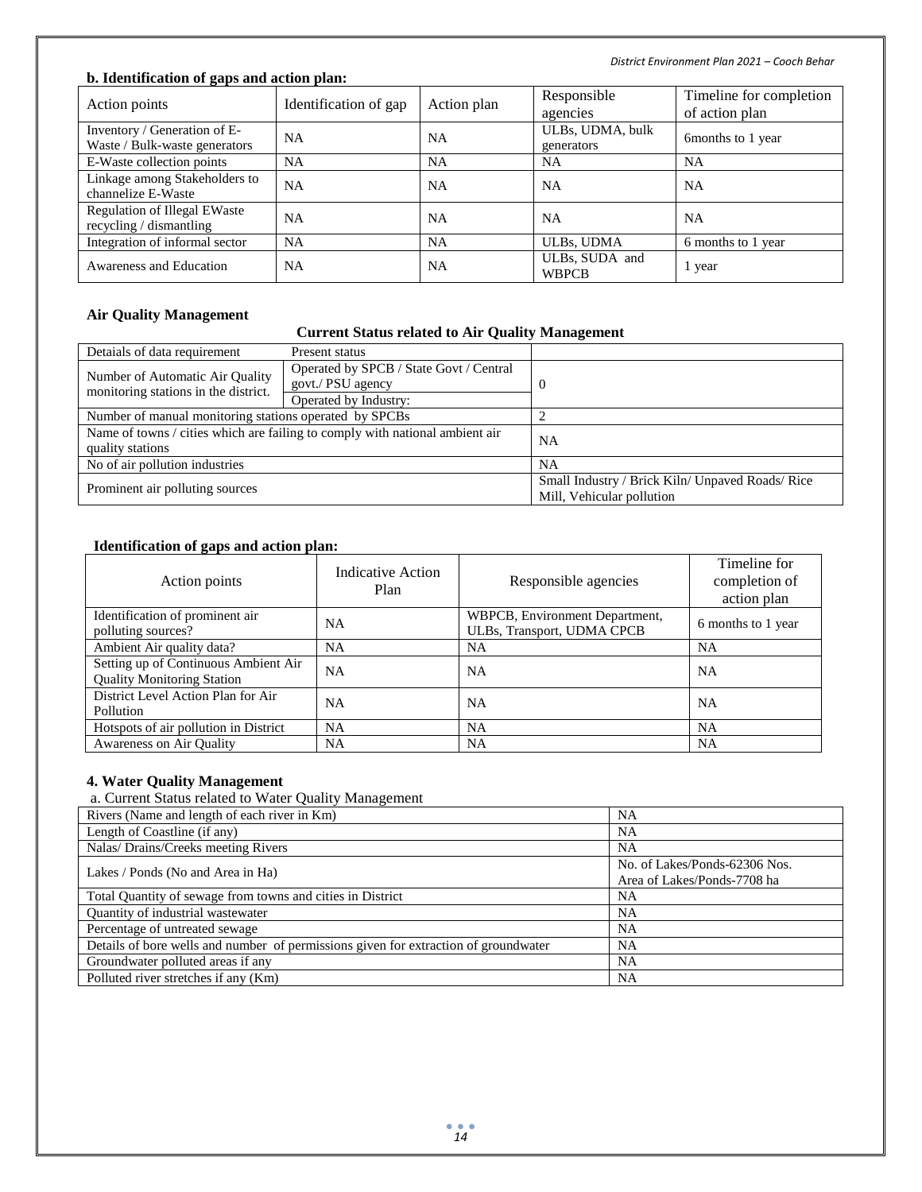**b. Identification of gaps and action plan:**

| Action points | Identification of gap | Action plan | Responsible agencies | Timeline for completion of action plan |
|---|---|---|---|---|
| Inventory / Generation of E-Waste / Bulk-waste generators | NA | NA | ULBs, UDMA, bulk generators | 6months to 1 year |
| E-Waste collection points | NA | NA | NA | NA |
| Linkage among Stakeholders to channelize E-Waste | NA | NA | NA | NA |
| Regulation of Illegal EWaste recycling / dismantling | NA | NA | NA | NA |
| Integration of informal sector | NA | NA | ULBs, UDMA | 6 months to 1 year |
| Awareness and Education | NA | NA | ULBs, SUDA and WBPCB | 1 year |

**Air Quality Management**

**Current Status related to Air Quality Management**

| Detaials of data requirement | Present status | |
|---|---|---|
| Number of Automatic Air Quality monitoring stations in the district. | Operated by SPCB / State Govt / Central govt./ PSU agency | 0 |
| | Operated by Industry: | |
| Number of manual monitoring stations operated by SPCBs | | 2 |
| Name of towns / cities which are failing to comply with national ambient air quality stations | | NA |
| No of air pollution industries | | NA |
| Prominent air polluting sources | | Small Industry / Brick Kiln/ Unpaved Roads/ Rice Mill, Vehicular pollution |

**Identification of gaps and action plan:**

| Action points | Indicative Action Plan | Responsible agencies | Timeline for completion of action plan |
|---|---|---|---|
| Identification of prominent air polluting sources? | NA | WBPCB, Environment Department, ULBs, Transport, UDMA CPCB | 6 months to 1 year |
| Ambient Air quality data? | NA | NA | NA |
| Setting up of Continuous Ambient Air Quality Monitoring Station | NA | NA | NA |
| District Level Action Plan for Air Pollution | NA | NA | NA |
| Hotspots of air pollution in District | NA | NA | NA |
| Awareness on Air Quality | NA | NA | NA |

**4. Water Quality Management**

a. Current Status related to Water Quality Management

| | |
|---|---|
| Rivers (Name and length of each river in Km) | NA |
| Length of Coastline (if any) | NA |
| Nalas/ Drains/Creeks meeting Rivers | NA |
| Lakes / Ponds (No and Area in Ha) | No. of Lakes/Ponds-62306 Nos. Area of Lakes/Ponds-7708 ha |
| Total Quantity of sewage from towns and cities in District | NA |
| Quantity of industrial wastewater | NA |
| Percentage of untreated sewage | NA |
| Details of bore wells and number of permissions given for extraction of groundwater | NA |
| Groundwater polluted areas if any | NA |
| Polluted river stretches if any (Km) | NA |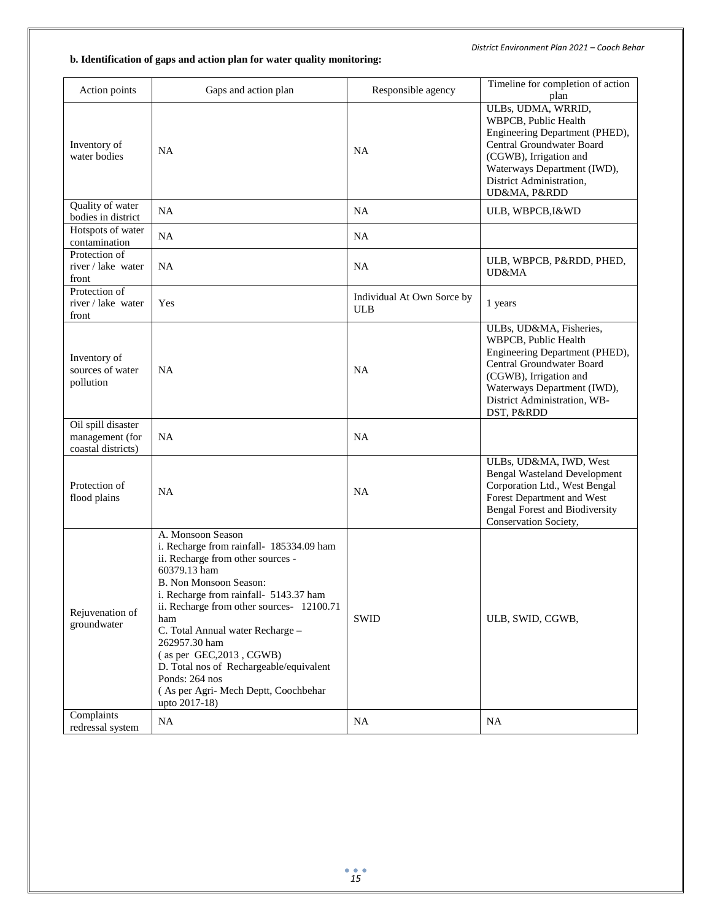**b. Identification of gaps and action plan for water quality monitoring:**

| Action points | Gaps and action plan | Responsible agency | Timeline for completion of action plan |
|---|---|---|---|
| Inventory of water bodies | NA | NA | ULBs, UDMA, WRRID, WBPCB, Public Health Engineering Department (PHED), Central Groundwater Board (CGWB), Irrigation and Waterways Department (IWD), District Administration, UD&MA, P&RDD |
| Quality of water bodies in district | NA | NA | ULB, WBPCB,I&WD |
| Hotspots of water contamination | NA | NA | |
| Protection of river / lake water front | NA | NA | ULB, WBPCB, P&RDD, PHED, UD&MA |
| Protection of river / lake water front | Yes | Individual At Own Sorce by ULB | 1 years |
| Inventory of sources of water pollution | NA | NA | ULBs, UD&MA, Fisheries, WBPCB, Public Health Engineering Department (PHED), Central Groundwater Board (CGWB), Irrigation and Waterways Department (IWD), District Administration, WB-DST, P&RDD |
| Oil spill disaster management (for coastal districts) | NA | NA | |
| Protection of flood plains | NA | NA | ULBs, UD&MA, IWD, West Bengal Wasteland Development Corporation Ltd., West Bengal Forest Department and West Bengal Forest and Biodiversity Conservation Society, |
| Rejuvenation of groundwater | A. Monsoon Season<br>i. Recharge from rainfall- 185334.09 ham<br>ii. Recharge from other sources - 60379.13 ham<br>B. Non Monsoon Season:<br>i. Recharge from rainfall- 5143.37 ham<br>ii. Recharge from other sources- 12100.71 ham<br>C. Total Annual water Recharge – 262957.30 ham<br>( as per GEC,2013 , CGWB)<br>D. Total nos of Rechargeable/equivalent Ponds: 264 nos<br>( As per Agri- Mech Deptt, Coochbehar upto 2017-18) | SWID | ULB, SWID, CGWB, |
| Complaints redressal system | NA | NA | NA |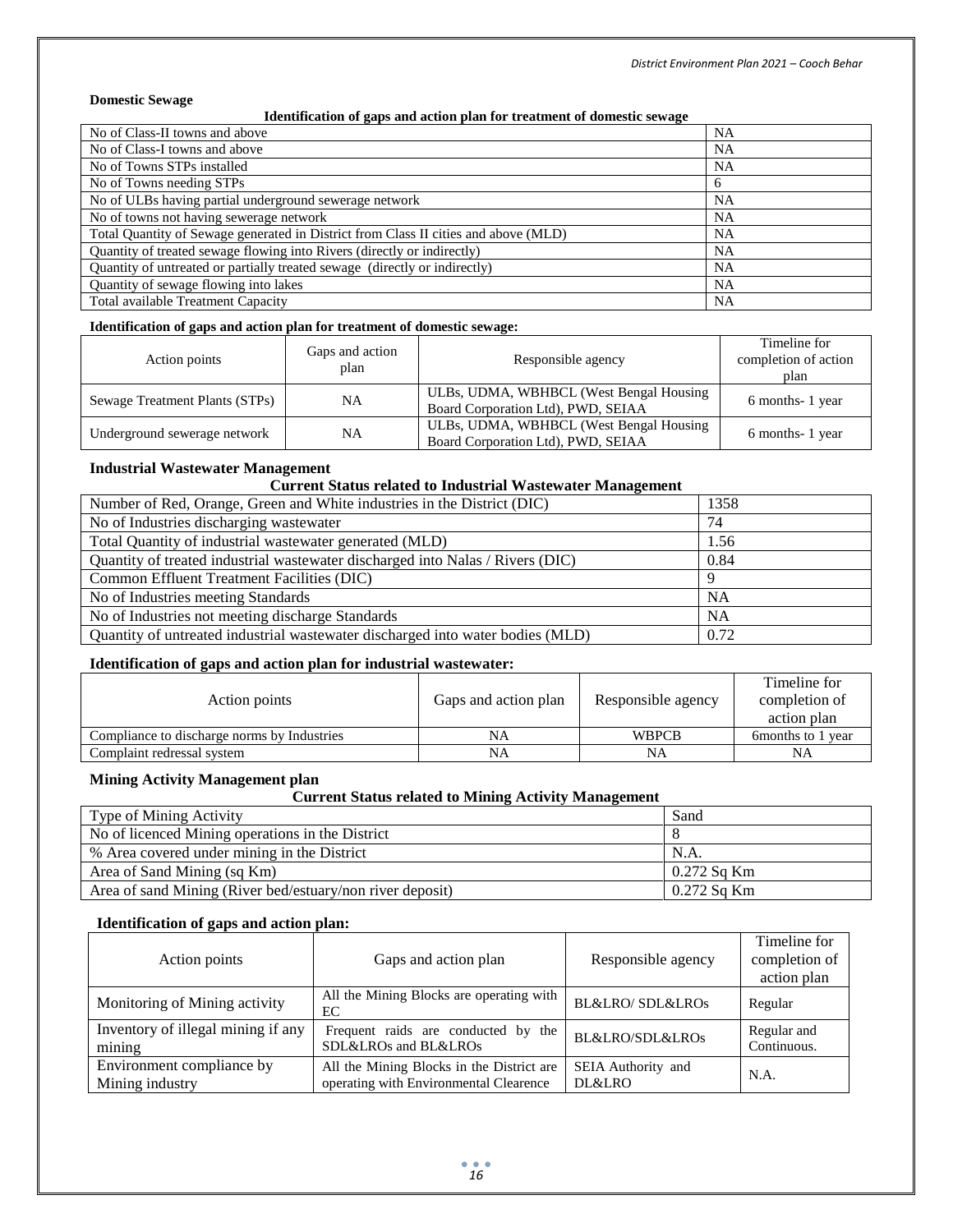**Domestic Sewage**

**Identification of gaps and action plan for treatment of domestic sewage**

| | |
|---|---|
| No of Class-II towns and above | NA |
| No of Class-I towns and above | NA |
| No of Towns STPs installed | NA |
| No of Towns needing STPs | 6 |
| No of ULBs having partial underground sewerage network | NA |
| No of towns not having sewerage network | NA |
| Total Quantity of Sewage generated in District from Class II cities and above (MLD) | NA |
| Quantity of treated sewage flowing into Rivers (directly or indirectly) | NA |
| Quantity of untreated or partially treated sewage (directly or indirectly) | NA |
| Quantity of sewage flowing into lakes | NA |
| Total available Treatment Capacity | NA |

**Identification of gaps and action plan for treatment of domestic sewage:**

| Action points | Gaps and action plan | Responsible agency | Timeline for completion of action plan |
|---|---|---|---|
| Sewage Treatment Plants (STPs) | NA | ULBs, UDMA, WBHBCL (West Bengal Housing Board Corporation Ltd), PWD, SEIAA | 6 months- 1 year |
| Underground sewerage network | NA | ULBs, UDMA, WBHBCL (West Bengal Housing Board Corporation Ltd), PWD, SEIAA | 6 months- 1 year |

**Industrial Wastewater Management**

**Current Status related to Industrial Wastewater Management**

| | |
|---|---|
| Number of Red, Orange, Green and White industries in the District (DIC) | 1358 |
| No of Industries discharging wastewater | 74 |
| Total Quantity of industrial wastewater generated (MLD) | 1.56 |
| Quantity of treated industrial wastewater discharged into Nalas / Rivers (DIC) | 0.84 |
| Common Effluent Treatment Facilities (DIC) | 9 |
| No of Industries meeting Standards | NA |
| No of Industries not meeting discharge Standards | NA |
| Quantity of untreated industrial wastewater discharged into water bodies (MLD) | 0.72 |

**Identification of gaps and action plan for industrial wastewater:**

| Action points | Gaps and action plan | Responsible agency | Timeline for completion of action plan |
|---|---|---|---|
| Compliance to discharge norms by Industries | NA | WBPCB | 6months to 1 year |
| Complaint redressal system | NA | NA | NA |

**Mining Activity Management plan**

**Current Status related to Mining Activity Management**

| | |
|---|---|
| Type of Mining Activity | Sand |
| No of licenced Mining operations in the District | 8 |
| % Area covered under mining in the District | N.A. |
| Area of Sand Mining (sq Km) | 0.272 Sq Km |
| Area of sand Mining (River bed/estuary/non river deposit) | 0.272 Sq Km |

**Identification of gaps and action plan:**

| Action points | Gaps and action plan | Responsible agency | Timeline for completion of action plan |
|---|---|---|---|
| Monitoring of Mining activity | All the Mining Blocks are operating with EC | BL&LRO/ SDL&LROs | Regular |
| Inventory of illegal mining if any mining | Frequent raids are conducted by the SDL&LROs and BL&LROs | BL&LRO/SDL&LROs | Regular and Continuous. |
| Environment compliance by Mining industry | All the Mining Blocks in the District are operating with Environmental Clearence | SEIA Authority and DL&LRO | N.A. |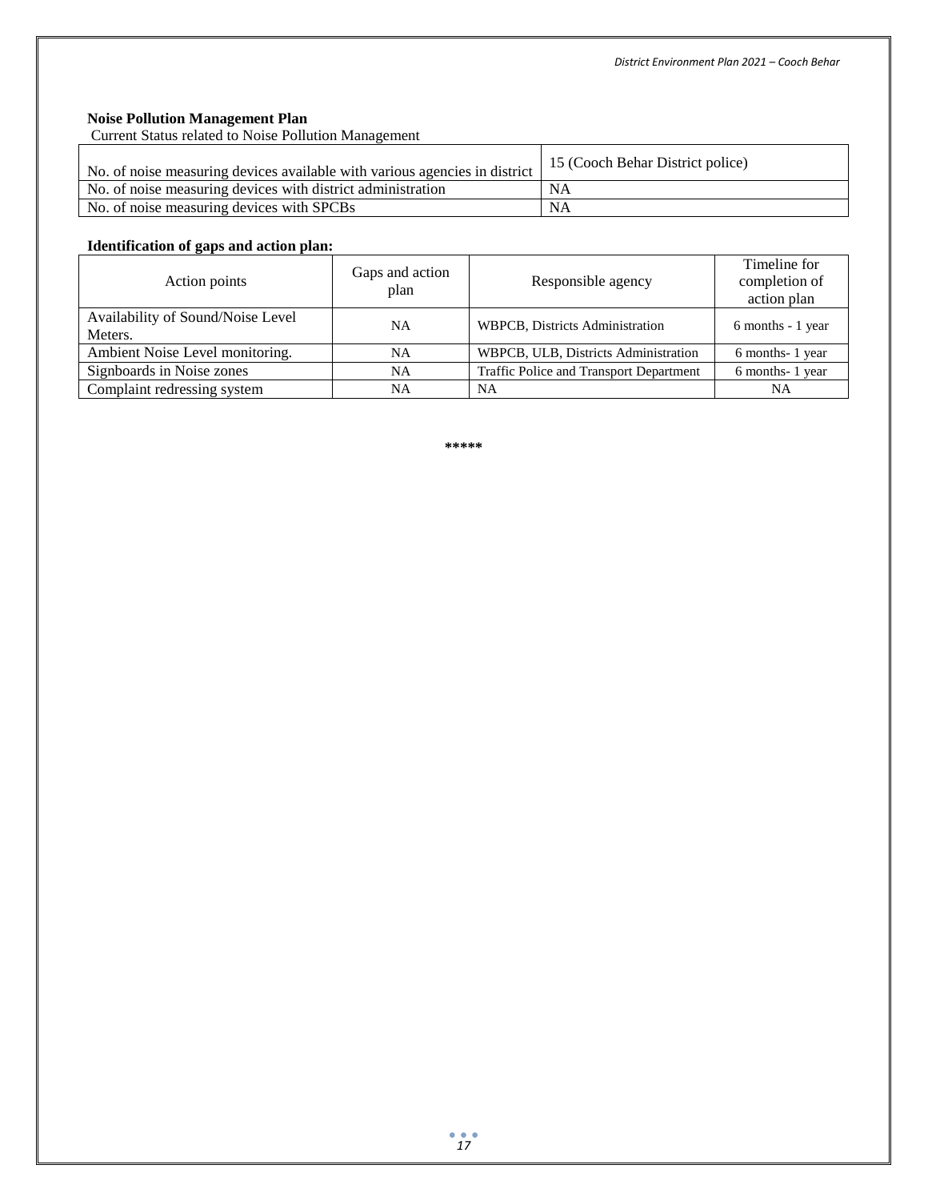**Noise Pollution Management Plan**

Current Status related to Noise Pollution Management

| No. of noise measuring devices available with various agencies in district | 15 (Cooch Behar District police) |
|---|---|
| No. of noise measuring devices with district administration | NA |
| No. of noise measuring devices with SPCBs | NA |

**Identification of gaps and action plan:**

| Action points | Gaps and action plan | Responsible agency | Timeline for completion of action plan |
|---|---|---|---|
| Availability of Sound/Noise Level Meters. | NA | WBPCB, Districts Administration | 6 months - 1 year |
| Ambient Noise Level monitoring. | NA | WBPCB, ULB, Districts Administration | 6 months- 1 year |
| Signboards in Noise zones | NA | Traffic Police and Transport Department | 6 months- 1 year |
| Complaint redressing system | NA | NA | NA |

*****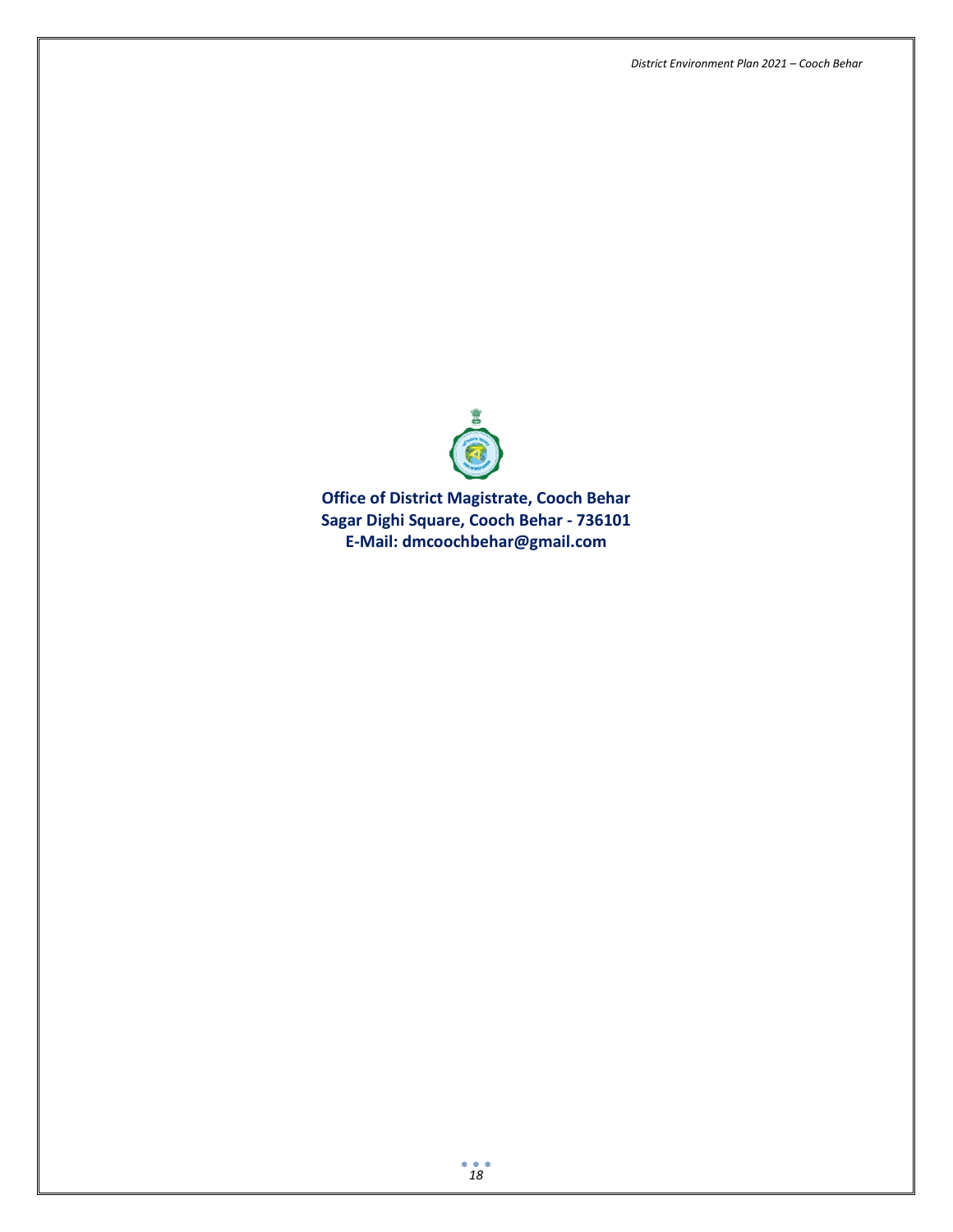**Office of District Magistrate, Cooch Behar**
**Sagar Dighi Square, Cooch Behar - 736101**
**E-Mail: dmcoochbehar@gmail.com**